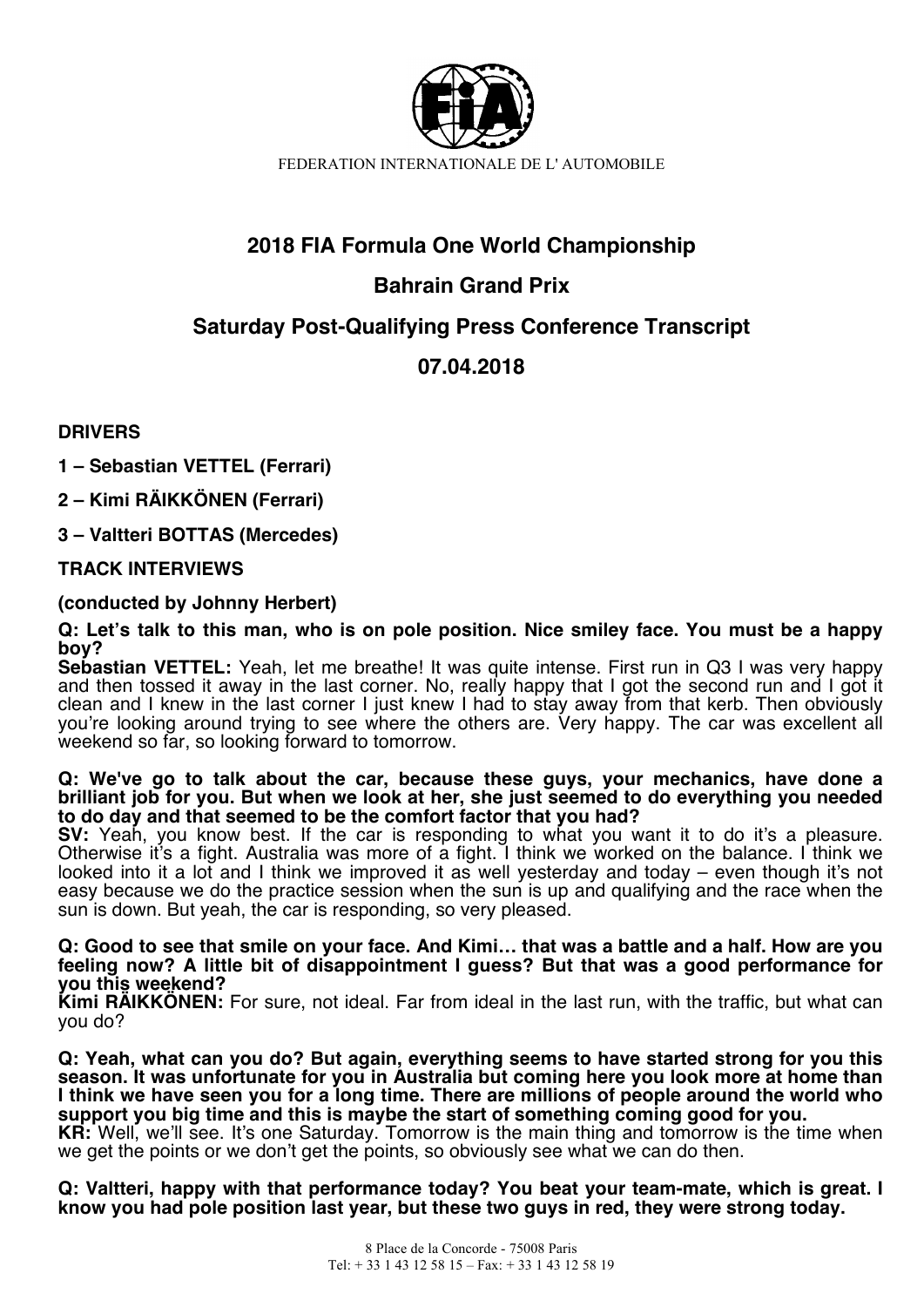FEDERATION INTERNATIONALE DE L' AUTOMOBILE

# 2018 FIA Formula One World Championship

## Bahrain Grand Prix

## Saturday Post-Qualifying Press Conference Transcript

## 07.04.2018

**DRIVERS**

**1 – Sebastian VETTEL (Ferrari)**

**2 – Kimi RÄIKKÖNEN (Ferrari)**

**3 – Valtteri BOTTAS (Mercedes)**

**TRACK INTERVIEWS**

**(conducted by Johnny Herbert)**

**Q: Let's talk to this man, who is on pole position. Nice smiley face. You must be a happy boy?**

**Sebastian VETTEL:** Yeah, let me breathe! It was quite intense. First run in Q3 I was very happy and then tossed it away in the last corner. No, really happy that I got the second run and I got it clean and I knew in the last corner I just knew I had to stay away from that kerb. Then obviously you're looking around trying to see where the others are. Very happy. The car was excellent all weekend so far, so looking forward to tomorrow.

**Q: We've go to talk about the car, because these guys, your mechanics, have done a brilliant job for you. But when we look at her, she just seemed to do everything you needed to do day and that seemed to be the comfort factor that you had?**

**SV:** Yeah, you know best. If the car is responding to what you want it to do it's a pleasure. Otherwise it's a fight. Australia was more of a fight. I think we worked on the balance. I think we looked into it a lot and I think we improved it as well yesterday and today – even though it's not easy because we do the practice session when the sun is up and qualifying and the race when the sun is down. But yeah, the car is responding, so very pleased.

**Q: Good to see that smile on your face. And Kimi… that was a battle and a half. How are you feeling now? A little bit of disappointment I guess? But that was a good performance for you this weekend?**

**Kimi RÄIKKÖNEN:** For sure, not ideal. Far from ideal in the last run, with the traffic, but what can you do?

**Q: Yeah, what can you do? But again, everything seems to have started strong for you this season. It was unfortunate for you in Australia but coming here you look more at home than I think we have seen you for a long time. There are millions of people around the world who support you big time and this is maybe the start of something coming good for you.**

**KR:** Well, we'll see. It's one Saturday. Tomorrow is the main thing and tomorrow is the time when we get the points or we don't get the points, so obviously see what we can do then.

**Q: Valtteri, happy with that performance today? You beat your team-mate, which is great. I know you had pole position last year, but these two guys in red, they were strong today.**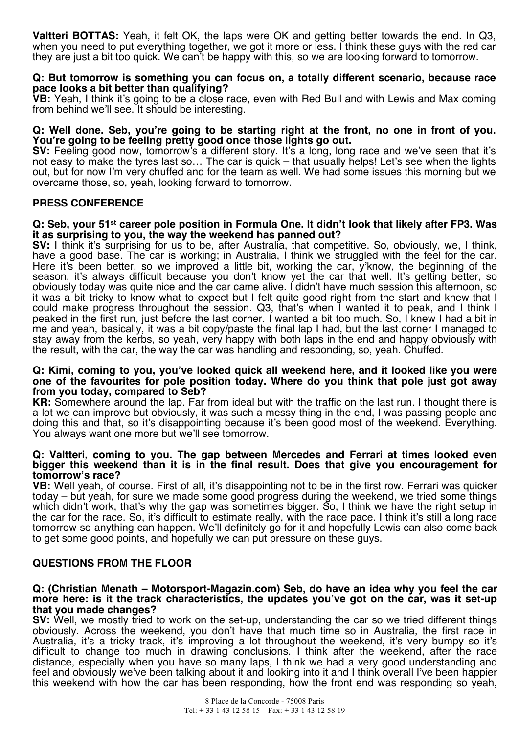**Valtteri BOTTAS:** Yeah, it felt OK, the laps were OK and getting better towards the end. In Q3, when you need to put everything together, we got it more or less. I think these guys with the red car they are just a bit too quick. We can't be happy with this, so we are looking forward to tomorrow.

**Q: But tomorrow is something you can focus on, a totally different scenario, because race pace looks a bit better than qualifying?**
**VB:** Yeah, I think it's going to be a close race, even with Red Bull and with Lewis and Max coming from behind we'll see. It should be interesting.

**Q: Well done. Seb, you're going to be starting right at the front, no one in front of you. You're going to be feeling pretty good once those lights go out.**
**SV:** Feeling good now, tomorrow's a different story. It's a long, long race and we've seen that it's not easy to make the tyres last so… The car is quick – that usually helps! Let's see when the lights out, but for now I'm very chuffed and for the team as well. We had some issues this morning but we overcame those, so, yeah, looking forward to tomorrow.

## PRESS CONFERENCE

**Q: Seb, your 51st career pole position in Formula One. It didn't look that likely after FP3. Was it as surprising to you, the way the weekend has panned out?**
**SV:** I think it's surprising for us to be, after Australia, that competitive. So, obviously, we, I think, have a good base. The car is working; in Australia, I think we struggled with the feel for the car. Here it's been better, so we improved a little bit, working the car, y'know, the beginning of the season, it's always difficult because you don't know yet the car that well. It's getting better, so obviously today was quite nice and the car came alive. I didn't have much session this afternoon, so it was a bit tricky to know what to expect but I felt quite good right from the start and knew that I could make progress throughout the session. Q3, that's when I wanted it to peak, and I think I peaked in the first run, just before the last corner. I wanted a bit too much. So, I knew I had a bit in me and yeah, basically, it was a bit copy/paste the final lap I had, but the last corner I managed to stay away from the kerbs, so yeah, very happy with both laps in the end and happy obviously with the result, with the car, the way the car was handling and responding, so, yeah. Chuffed.

**Q: Kimi, coming to you, you've looked quick all weekend here, and it looked like you were one of the favourites for pole position today. Where do you think that pole just got away from you today, compared to Seb?**
**KR:** Somewhere around the lap. Far from ideal but with the traffic on the last run. I thought there is a lot we can improve but obviously, it was such a messy thing in the end, I was passing people and doing this and that, so it's disappointing because it's been good most of the weekend. Everything. You always want one more but we'll see tomorrow.

**Q: Valtteri, coming to you. The gap between Mercedes and Ferrari at times looked even bigger this weekend than it is in the final result. Does that give you encouragement for tomorrow's race?**
**VB:** Well yeah, of course. First of all, it's disappointing not to be in the first row. Ferrari was quicker today – but yeah, for sure we made some good progress during the weekend, we tried some things which didn't work, that's why the gap was sometimes bigger. So, I think we have the right setup in the car for the race. So, it's difficult to estimate really, with the race pace. I think it's still a long race tomorrow so anything can happen. We'll definitely go for it and hopefully Lewis can also come back to get some good points, and hopefully we can put pressure on these guys.

## QUESTIONS FROM THE FLOOR

**Q: (Christian Menath – Motorsport-Magazin.com) Seb, do have an idea why you feel the car more here: is it the track characteristics, the updates you've got on the car, was it set-up that you made changes?**
**SV:** Well, we mostly tried to work on the set-up, understanding the car so we tried different things obviously. Across the weekend, you don't have that much time so in Australia, the first race in Australia, it's a tricky track, it's improving a lot throughout the weekend, it's very bumpy so it's difficult to change too much in drawing conclusions. I think after the weekend, after the race distance, especially when you have so many laps, I think we had a very good understanding and feel and obviously we've been talking about it and looking into it and I think overall I've been happier this weekend with how the car has been responding, how the front end was responding so yeah,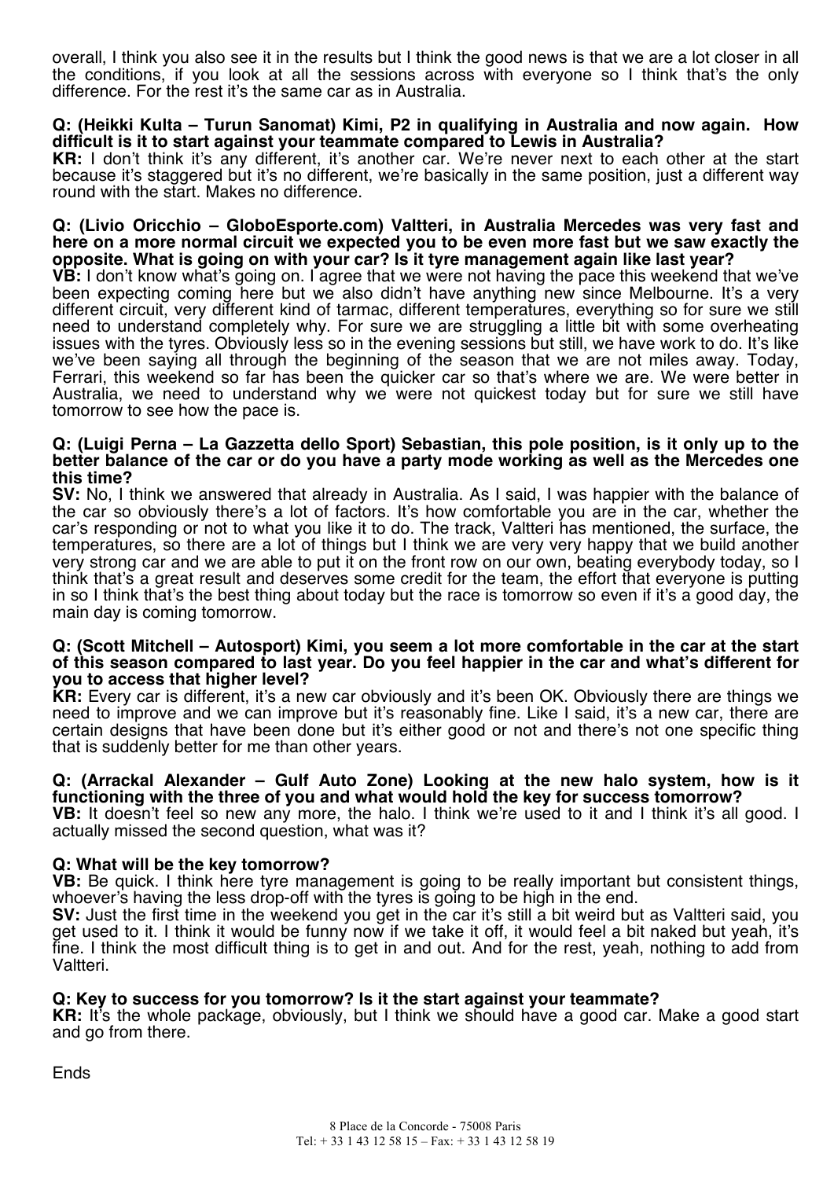overall, I think you also see it in the results but I think the good news is that we are a lot closer in all the conditions, if you look at all the sessions across with everyone so I think that's the only difference. For the rest it's the same car as in Australia.

**Q: (Heikki Kulta – Turun Sanomat) Kimi, P2 in qualifying in Australia and now again. How difficult is it to start against your teammate compared to Lewis in Australia?**

**KR:** I don't think it's any different, it's another car. We're never next to each other at the start because it's staggered but it's no different, we're basically in the same position, just a different way round with the start. Makes no difference.

**Q: (Livio Oricchio – GloboEsporte.com) Valtteri, in Australia Mercedes was very fast and here on a more normal circuit we expected you to be even more fast but we saw exactly the opposite. What is going on with your car? Is it tyre management again like last year?**

**VB:** I don't know what's going on. I agree that we were not having the pace this weekend that we've been expecting coming here but we also didn't have anything new since Melbourne. It's a very different circuit, very different kind of tarmac, different temperatures, everything so for sure we still need to understand completely why. For sure we are struggling a little bit with some overheating issues with the tyres. Obviously less so in the evening sessions but still, we have work to do. It's like we've been saying all through the beginning of the season that we are not miles away. Today, Ferrari, this weekend so far has been the quicker car so that's where we are. We were better in Australia, we need to understand why we were not quickest today but for sure we still have tomorrow to see how the pace is.

**Q: (Luigi Perna – La Gazzetta dello Sport) Sebastian, this pole position, is it only up to the better balance of the car or do you have a party mode working as well as the Mercedes one this time?**

**SV:** No, I think we answered that already in Australia. As I said, I was happier with the balance of the car so obviously there's a lot of factors. It's how comfortable you are in the car, whether the car's responding or not to what you like it to do. The track, Valtteri has mentioned, the surface, the temperatures, so there are a lot of things but I think we are very very happy that we build another very strong car and we are able to put it on the front row on our own, beating everybody today, so I think that's a great result and deserves some credit for the team, the effort that everyone is putting in so I think that's the best thing about today but the race is tomorrow so even if it's a good day, the main day is coming tomorrow.

**Q: (Scott Mitchell – Autosport) Kimi, you seem a lot more comfortable in the car at the start of this season compared to last year. Do you feel happier in the car and what's different for you to access that higher level?**

**KR:** Every car is different, it's a new car obviously and it's been OK. Obviously there are things we need to improve and we can improve but it's reasonably fine. Like I said, it's a new car, there are certain designs that have been done but it's either good or not and there's not one specific thing that is suddenly better for me than other years.

**Q: (Arrackal Alexander – Gulf Auto Zone) Looking at the new halo system, how is it functioning with the three of you and what would hold the key for success tomorrow?**

**VB:** It doesn't feel so new any more, the halo. I think we're used to it and I think it's all good. I actually missed the second question, what was it?

**Q: What will be the key tomorrow?**

**VB:** Be quick. I think here tyre management is going to be really important but consistent things, whoever's having the less drop-off with the tyres is going to be high in the end.

**SV:** Just the first time in the weekend you get in the car it's still a bit weird but as Valtteri said, you get used to it. I think it would be funny now if we take it off, it would feel a bit naked but yeah, it's fine. I think the most difficult thing is to get in and out. And for the rest, yeah, nothing to add from Valtteri.

**Q: Key to success for you tomorrow? Is it the start against your teammate?**

**KR:** It's the whole package, obviously, but I think we should have a good car. Make a good start and go from there.

Ends

8 Place de la Concorde - 75008 Paris
Tel: + 33 1 43 12 58 15 – Fax: + 33 1 43 12 58 19